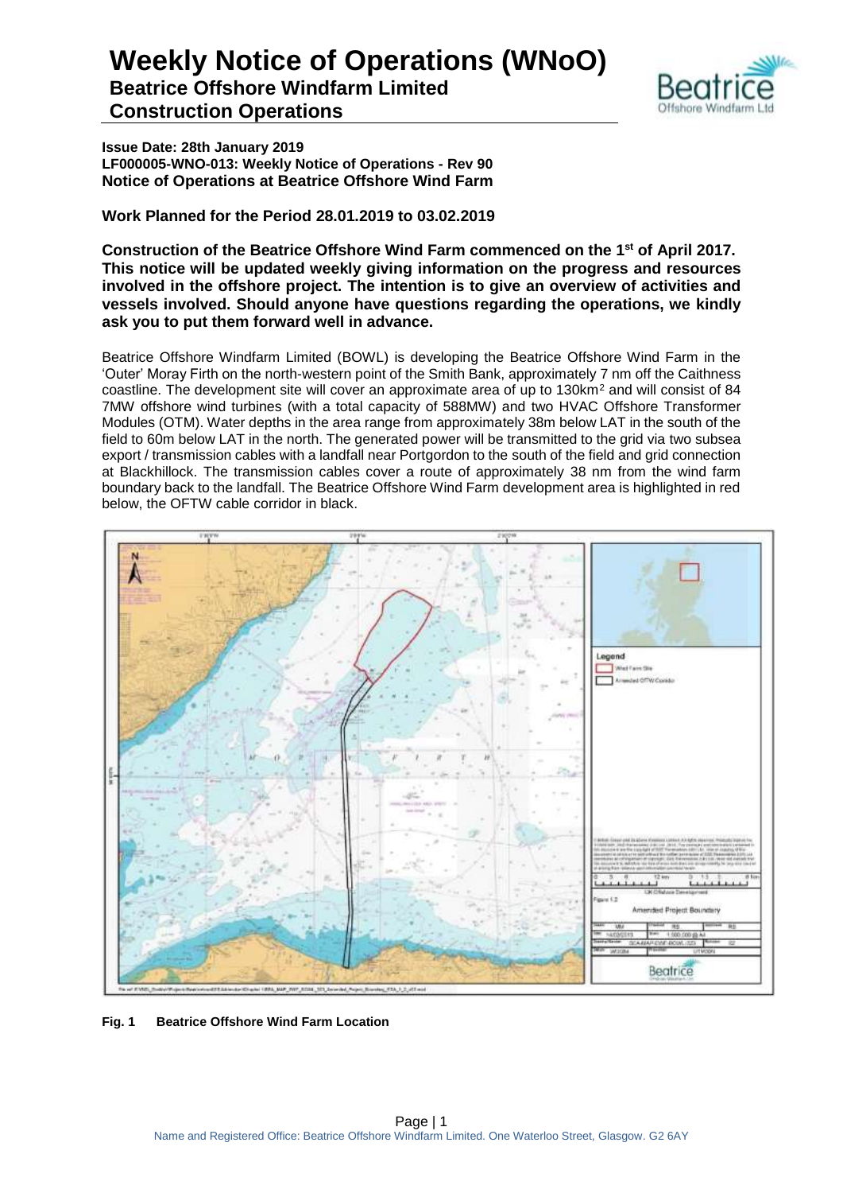# Weekly Notice of Operations (WNoO)

## Beatrice Offshore Windfarm Limited

## Construction Operations

**Issue Date: 28th January 2019**
**LF000005-WNO-013: Weekly Notice of Operations - Rev 90**
**Notice of Operations at Beatrice Offshore Wind Farm**

**Work Planned for the Period 28.01.2019 to 03.02.2019**

**Construction of the Beatrice Offshore Wind Farm commenced on the 1st of April 2017. This notice will be updated weekly giving information on the progress and resources involved in the offshore project. The intention is to give an overview of activities and vessels involved. Should anyone have questions regarding the operations, we kindly ask you to put them forward well in advance.**

Beatrice Offshore Windfarm Limited (BOWL) is developing the Beatrice Offshore Wind Farm in the 'Outer' Moray Firth on the north-western point of the Smith Bank, approximately 7 nm off the Caithness coastline. The development site will cover an approximate area of up to 130km$^2$ and will consist of 84 7MW offshore wind turbines (with a total capacity of 588MW) and two HVAC Offshore Transformer Modules (OTM). Water depths in the area range from approximately 38m below LAT in the south of the field to 60m below LAT in the north. The generated power will be transmitted to the grid via two subsea export / transmission cables with a landfall near Portgordon to the south of the field and grid connection at Blackhillock. The transmission cables cover a route of approximately 38 nm from the wind farm boundary back to the landfall. The Beatrice Offshore Wind Farm development area is highlighted in red below, the OFTW cable corridor in black.

**Fig. 1 Beatrice Offshore Wind Farm Location**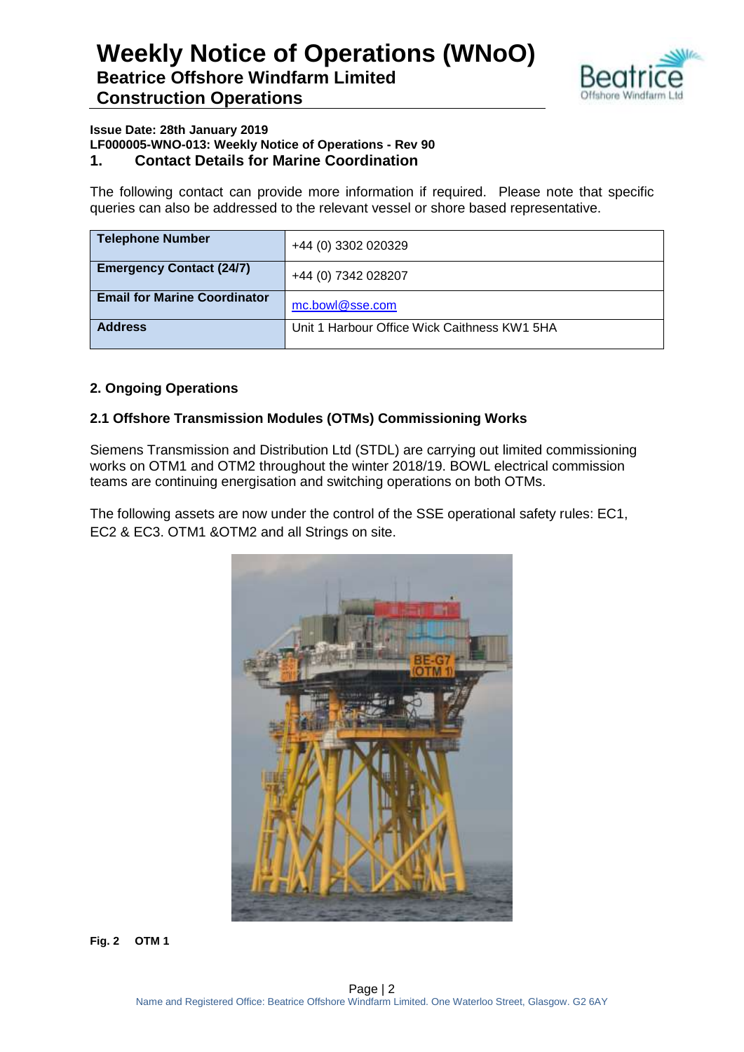# Weekly Notice of Operations (WNoO)

## Beatrice Offshore Windfarm Limited

## Construction Operations

**Issue Date: 28th January 2019**

**LF000005-WNO-013: Weekly Notice of Operations - Rev 90**

## 1. Contact Details for Marine Coordination

The following contact can provide more information if required. Please note that specific queries can also be addressed to the relevant vessel or shore based representative.

| **Telephone Number** | +44 (0) 3302 020329 |
|---|---|
| **Emergency Contact (24/7)** | +44 (0) 7342 028207 |
| **Email for Marine Coordinator** | mc.bowl@sse.com |
| **Address** | Unit 1 Harbour Office Wick Caithness KW1 5HA |

## 2. Ongoing Operations

### 2.1 Offshore Transmission Modules (OTMs) Commissioning Works

Siemens Transmission and Distribution Ltd (STDL) are carrying out limited commissioning works on OTM1 and OTM2 throughout the winter 2018/19. BOWL electrical commission teams are continuing energisation and switching operations on both OTMs.

The following assets are now under the control of the SSE operational safety rules: EC1, EC2 & EC3. OTM1 &OTM2 and all Strings on site.

**Fig. 2 OTM 1**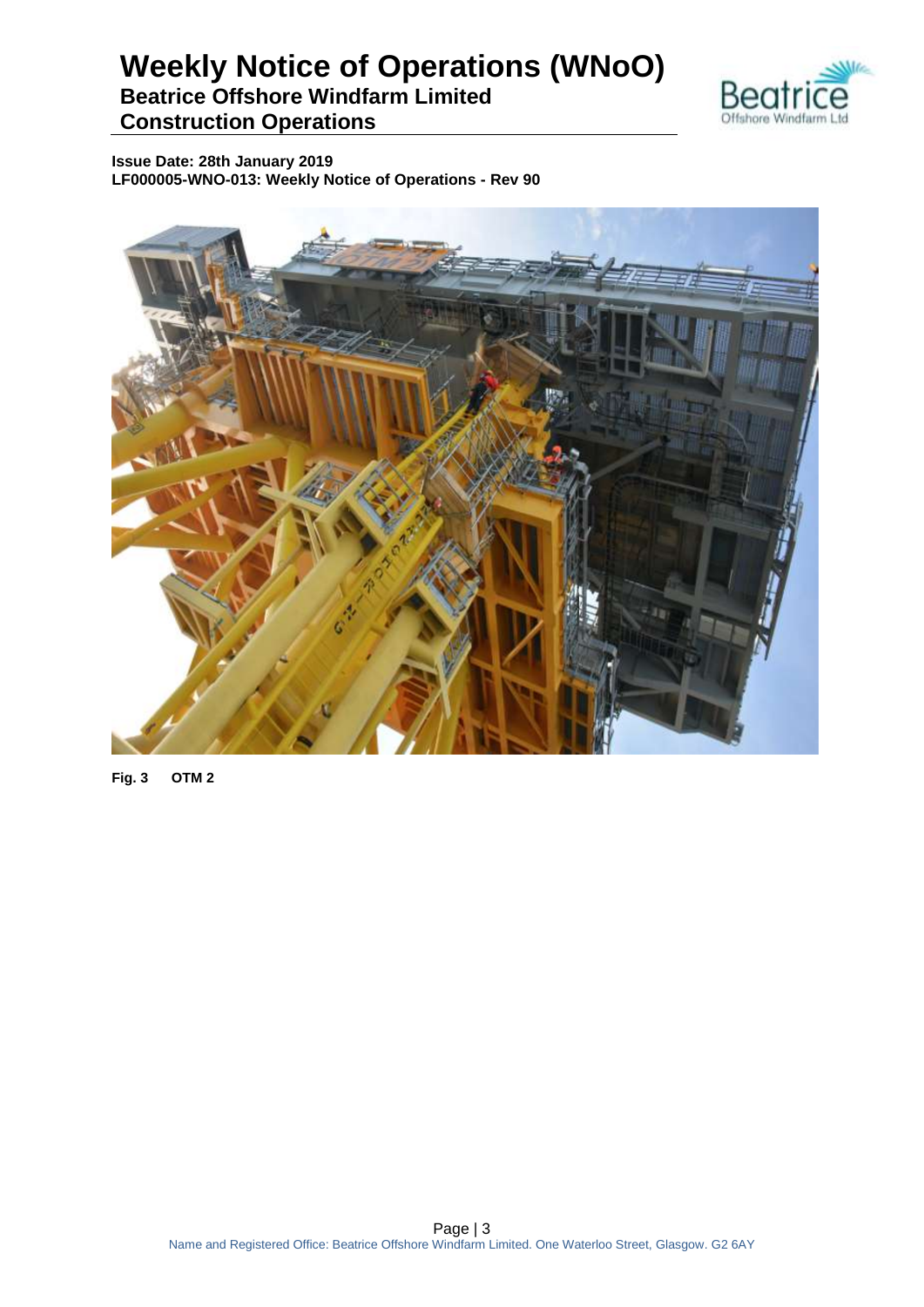Fig. 3 OTM 2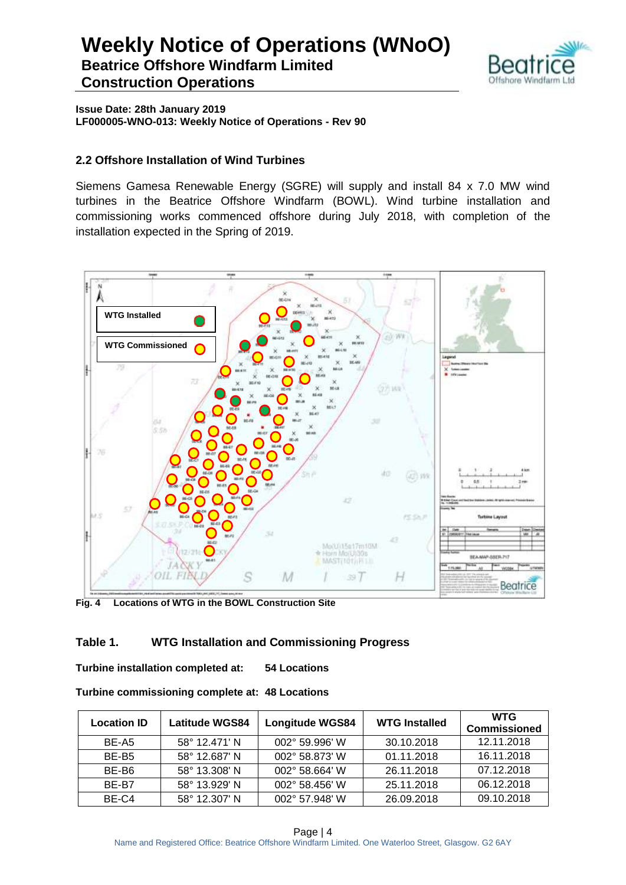**Issue Date: 28th January 2019**
**LF000005-WNO-013: Weekly Notice of Operations - Rev 90**

### 2.2 Offshore Installation of Wind Turbines

Siemens Gamesa Renewable Energy (SGRE) will supply and install 84 x 7.0 MW wind turbines in the Beatrice Offshore Windfarm (BOWL). Wind turbine installation and commissioning works commenced offshore during July 2018, with completion of the installation expected in the Spring of 2019.

**Fig. 4 Locations of WTG in the BOWL Construction Site**

**Table 1. WTG Installation and Commissioning Progress**

**Turbine installation completed at: 54 Locations**

**Turbine commissioning complete at: 48 Locations**

| Location ID | Latitude WGS84 | Longitude WGS84 | WTG Installed | WTG Commissioned |
|---|---|---|---|---|
| BE-A5 | 58° 12.471' N | 002° 59.996' W | 30.10.2018 | 12.11.2018 |
| BE-B5 | 58° 12.687' N | 002° 58.873' W | 01.11.2018 | 16.11.2018 |
| BE-B6 | 58° 13.308' N | 002° 58.664' W | 26.11.2018 | 07.12.2018 |
| BE-B7 | 58° 13.929' N | 002° 58.456' W | 25.11.2018 | 06.12.2018 |
| BE-C4 | 58° 12.307' N | 002° 57.948' W | 26.09.2018 | 09.10.2018 |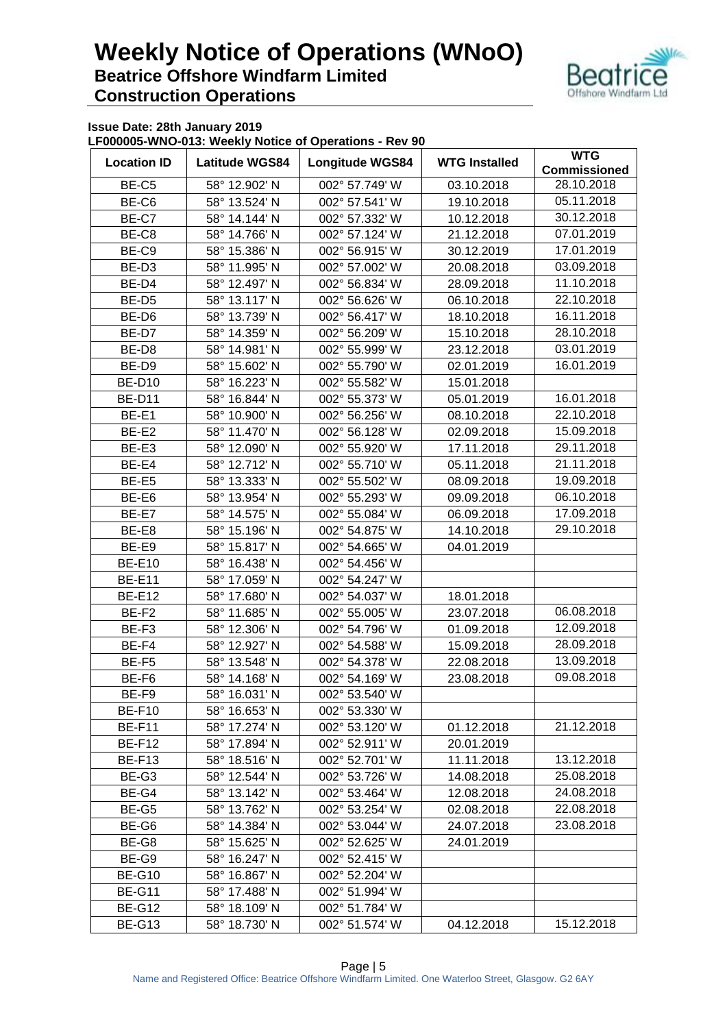# Weekly Notice of Operations (WNoO)

## Beatrice Offshore Windfarm Limited

## Construction Operations

**Issue Date: 28th January 2019**

**LF000005-WNO-013: Weekly Notice of Operations - Rev 90**

| Location ID | Latitude WGS84 | Longitude WGS84 | WTG Installed | WTG Commissioned |
|---|---|---|---|---|
| BE-C5 | 58° 12.902' N | 002° 57.749' W | 03.10.2018 | 28.10.2018 |
| BE-C6 | 58° 13.524' N | 002° 57.541' W | 19.10.2018 | 05.11.2018 |
| BE-C7 | 58° 14.144' N | 002° 57.332' W | 10.12.2018 | 30.12.2018 |
| BE-C8 | 58° 14.766' N | 002° 57.124' W | 21.12.2018 | 07.01.2019 |
| BE-C9 | 58° 15.386' N | 002° 56.915' W | 30.12.2019 | 17.01.2019 |
| BE-D3 | 58° 11.995' N | 002° 57.002' W | 20.08.2018 | 03.09.2018 |
| BE-D4 | 58° 12.497' N | 002° 56.834' W | 28.09.2018 | 11.10.2018 |
| BE-D5 | 58° 13.117' N | 002° 56.626' W | 06.10.2018 | 22.10.2018 |
| BE-D6 | 58° 13.739' N | 002° 56.417' W | 18.10.2018 | 16.11.2018 |
| BE-D7 | 58° 14.359' N | 002° 56.209' W | 15.10.2018 | 28.10.2018 |
| BE-D8 | 58° 14.981' N | 002° 55.999' W | 23.12.2018 | 03.01.2019 |
| BE-D9 | 58° 15.602' N | 002° 55.790' W | 02.01.2019 | 16.01.2019 |
| BE-D10 | 58° 16.223' N | 002° 55.582' W | 15.01.2018 | |
| BE-D11 | 58° 16.844' N | 002° 55.373' W | 05.01.2019 | 16.01.2018 |
| BE-E1 | 58° 10.900' N | 002° 56.256' W | 08.10.2018 | 22.10.2018 |
| BE-E2 | 58° 11.470' N | 002° 56.128' W | 02.09.2018 | 15.09.2018 |
| BE-E3 | 58° 12.090' N | 002° 55.920' W | 17.11.2018 | 29.11.2018 |
| BE-E4 | 58° 12.712' N | 002° 55.710' W | 05.11.2018 | 21.11.2018 |
| BE-E5 | 58° 13.333' N | 002° 55.502' W | 08.09.2018 | 19.09.2018 |
| BE-E6 | 58° 13.954' N | 002° 55.293' W | 09.09.2018 | 06.10.2018 |
| BE-E7 | 58° 14.575' N | 002° 55.084' W | 06.09.2018 | 17.09.2018 |
| BE-E8 | 58° 15.196' N | 002° 54.875' W | 14.10.2018 | 29.10.2018 |
| BE-E9 | 58° 15.817' N | 002° 54.665' W | 04.01.2019 | |
| BE-E10 | 58° 16.438' N | 002° 54.456' W | | |
| BE-E11 | 58° 17.059' N | 002° 54.247' W | | |
| BE-E12 | 58° 17.680' N | 002° 54.037' W | 18.01.2018 | |
| BE-F2 | 58° 11.685' N | 002° 55.005' W | 23.07.2018 | 06.08.2018 |
| BE-F3 | 58° 12.306' N | 002° 54.796' W | 01.09.2018 | 12.09.2018 |
| BE-F4 | 58° 12.927' N | 002° 54.588' W | 15.09.2018 | 28.09.2018 |
| BE-F5 | 58° 13.548' N | 002° 54.378' W | 22.08.2018 | 13.09.2018 |
| BE-F6 | 58° 14.168' N | 002° 54.169' W | 23.08.2018 | 09.08.2018 |
| BE-F9 | 58° 16.031' N | 002° 53.540' W | | |
| BE-F10 | 58° 16.653' N | 002° 53.330' W | | |
| BE-F11 | 58° 17.274' N | 002° 53.120' W | 01.12.2018 | 21.12.2018 |
| BE-F12 | 58° 17.894' N | 002° 52.911' W | 20.01.2019 | |
| BE-F13 | 58° 18.516' N | 002° 52.701' W | 11.11.2018 | 13.12.2018 |
| BE-G3 | 58° 12.544' N | 002° 53.726' W | 14.08.2018 | 25.08.2018 |
| BE-G4 | 58° 13.142' N | 002° 53.464' W | 12.08.2018 | 24.08.2018 |
| BE-G5 | 58° 13.762' N | 002° 53.254' W | 02.08.2018 | 22.08.2018 |
| BE-G6 | 58° 14.384' N | 002° 53.044' W | 24.07.2018 | 23.08.2018 |
| BE-G8 | 58° 15.625' N | 002° 52.625' W | 24.01.2019 | |
| BE-G9 | 58° 16.247' N | 002° 52.415' W | | |
| BE-G10 | 58° 16.867' N | 002° 52.204' W | | |
| BE-G11 | 58° 17.488' N | 002° 51.994' W | | |
| BE-G12 | 58° 18.109' N | 002° 51.784' W | | |
| BE-G13 | 58° 18.730' N | 002° 51.574' W | 04.12.2018 | 15.12.2018 |

Name and Registered Office: Beatrice Offshore Windfarm Limited. One Waterloo Street, Glasgow. G2 6AY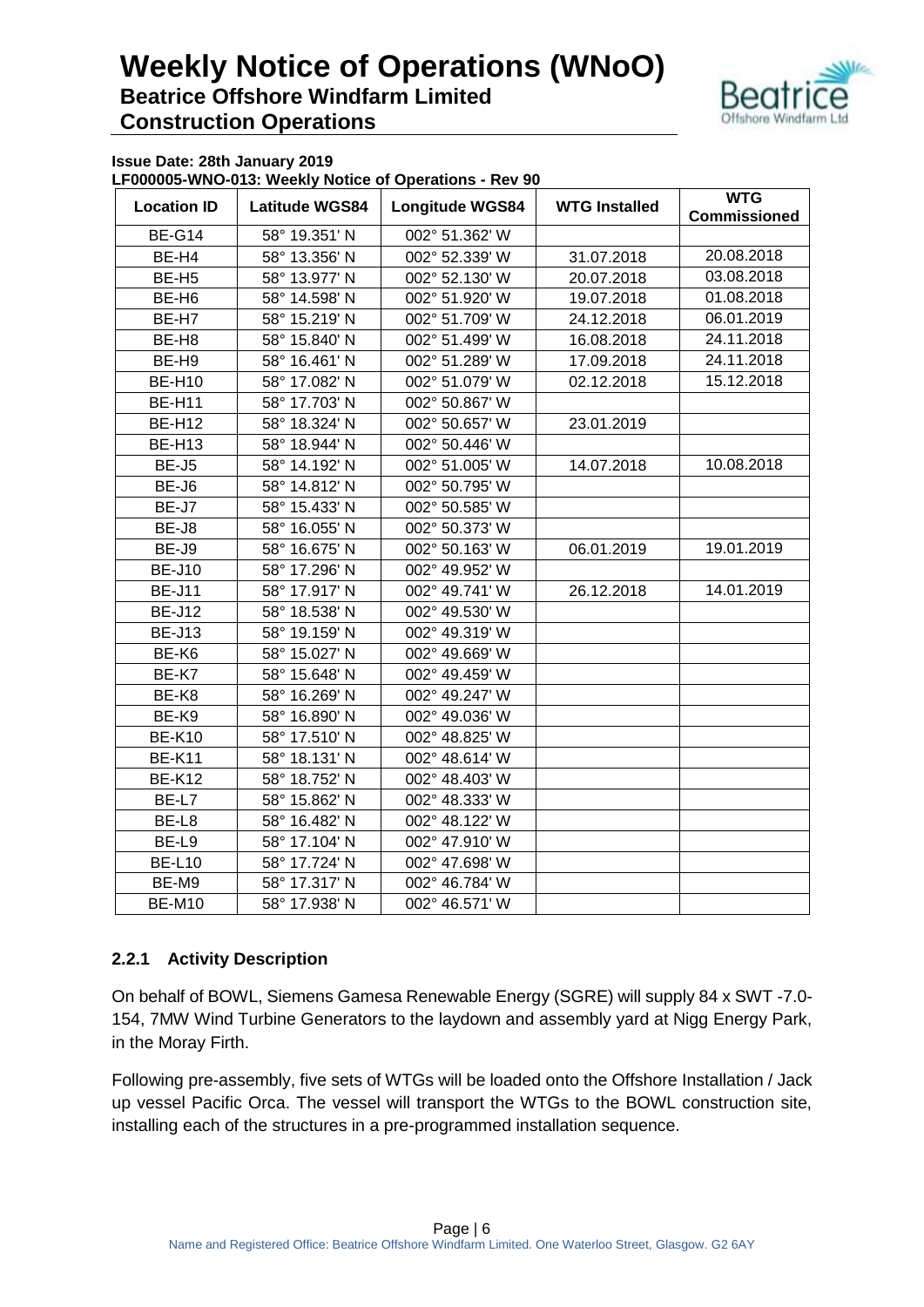**Issue Date: 28th January 2019**
**LF000005-WNO-013: Weekly Notice of Operations - Rev 90**

| Location ID | Latitude WGS84 | Longitude WGS84 | WTG Installed | WTG Commissioned |
|---|---|---|---|---|
| BE-G14 | 58° 19.351' N | 002° 51.362' W | | |
| BE-H4 | 58° 13.356' N | 002° 52.339' W | 31.07.2018 | 20.08.2018 |
| BE-H5 | 58° 13.977' N | 002° 52.130' W | 20.07.2018 | 03.08.2018 |
| BE-H6 | 58° 14.598' N | 002° 51.920' W | 19.07.2018 | 01.08.2018 |
| BE-H7 | 58° 15.219' N | 002° 51.709' W | 24.12.2018 | 06.01.2019 |
| BE-H8 | 58° 15.840' N | 002° 51.499' W | 16.08.2018 | 24.11.2018 |
| BE-H9 | 58° 16.461' N | 002° 51.289' W | 17.09.2018 | 24.11.2018 |
| BE-H10 | 58° 17.082' N | 002° 51.079' W | 02.12.2018 | 15.12.2018 |
| BE-H11 | 58° 17.703' N | 002° 50.867' W | | |
| BE-H12 | 58° 18.324' N | 002° 50.657' W | 23.01.2019 | |
| BE-H13 | 58° 18.944' N | 002° 50.446' W | | |
| BE-J5 | 58° 14.192' N | 002° 51.005' W | 14.07.2018 | 10.08.2018 |
| BE-J6 | 58° 14.812' N | 002° 50.795' W | | |
| BE-J7 | 58° 15.433' N | 002° 50.585' W | | |
| BE-J8 | 58° 16.055' N | 002° 50.373' W | | |
| BE-J9 | 58° 16.675' N | 002° 50.163' W | 06.01.2019 | 19.01.2019 |
| BE-J10 | 58° 17.296' N | 002° 49.952' W | | |
| BE-J11 | 58° 17.917' N | 002° 49.741' W | 26.12.2018 | 14.01.2019 |
| BE-J12 | 58° 18.538' N | 002° 49.530' W | | |
| BE-J13 | 58° 19.159' N | 002° 49.319' W | | |
| BE-K6 | 58° 15.027' N | 002° 49.669' W | | |
| BE-K7 | 58° 15.648' N | 002° 49.459' W | | |
| BE-K8 | 58° 16.269' N | 002° 49.247' W | | |
| BE-K9 | 58° 16.890' N | 002° 49.036' W | | |
| BE-K10 | 58° 17.510' N | 002° 48.825' W | | |
| BE-K11 | 58° 18.131' N | 002° 48.614' W | | |
| BE-K12 | 58° 18.752' N | 002° 48.403' W | | |
| BE-L7 | 58° 15.862' N | 002° 48.333' W | | |
| BE-L8 | 58° 16.482' N | 002° 48.122' W | | |
| BE-L9 | 58° 17.104' N | 002° 47.910' W | | |
| BE-L10 | 58° 17.724' N | 002° 47.698' W | | |
| BE-M9 | 58° 17.317' N | 002° 46.784' W | | |
| BE-M10 | 58° 17.938' N | 002° 46.571' W | | |

### 2.2.1 Activity Description

On behalf of BOWL, Siemens Gamesa Renewable Energy (SGRE) will supply 84 x SWT -7.0-154, 7MW Wind Turbine Generators to the laydown and assembly yard at Nigg Energy Park, in the Moray Firth.

Following pre-assembly, five sets of WTGs will be loaded onto the Offshore Installation / Jack up vessel Pacific Orca. The vessel will transport the WTGs to the BOWL construction site, installing each of the structures in a pre-programmed installation sequence.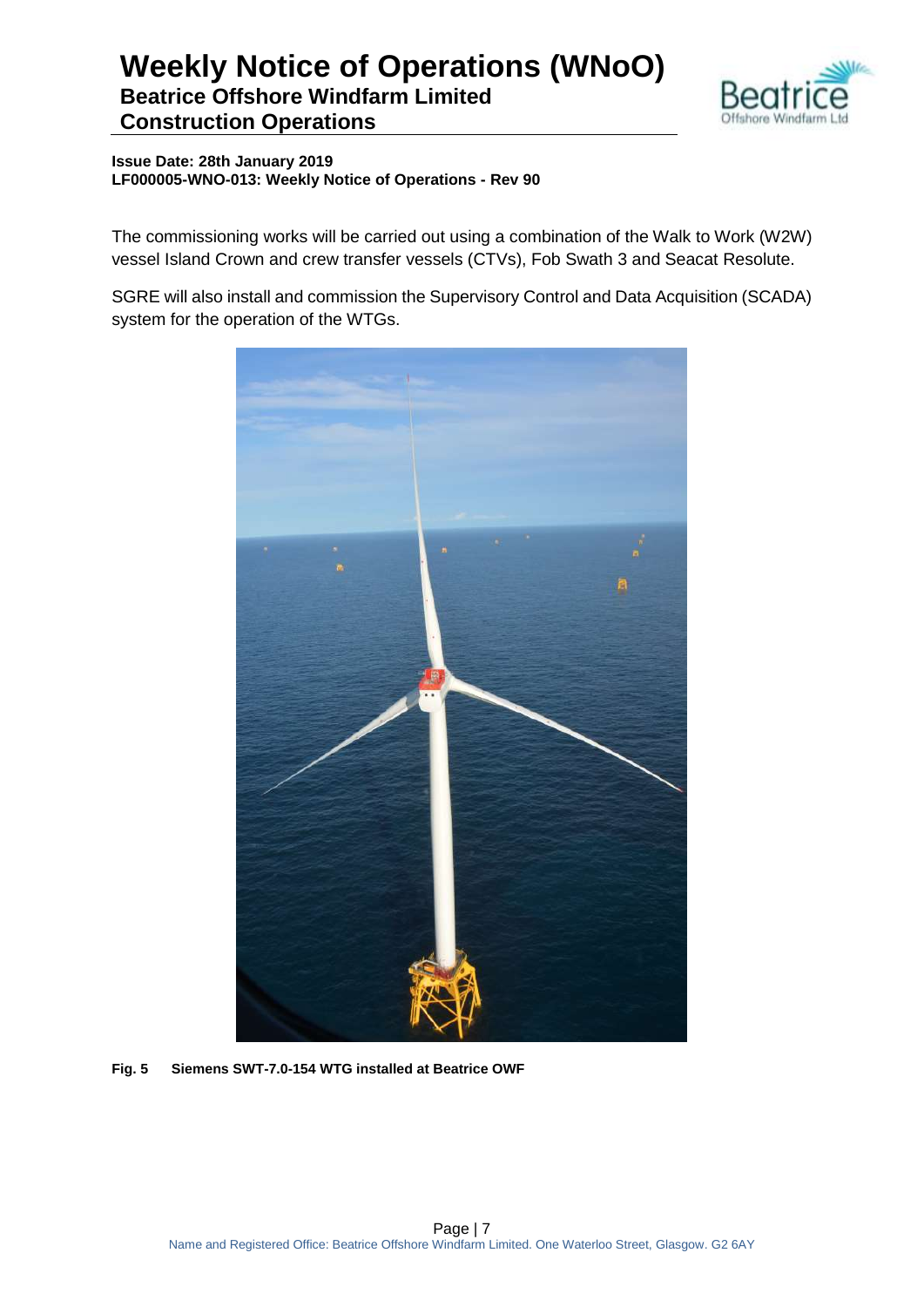The commissioning works will be carried out using a combination of the Walk to Work (W2W) vessel Island Crown and crew transfer vessels (CTVs), Fob Swath 3 and Seacat Resolute.

SGRE will also install and commission the Supervisory Control and Data Acquisition (SCADA) system for the operation of the WTGs.

**Fig. 5 Siemens SWT-7.0-154 WTG installed at Beatrice OWF**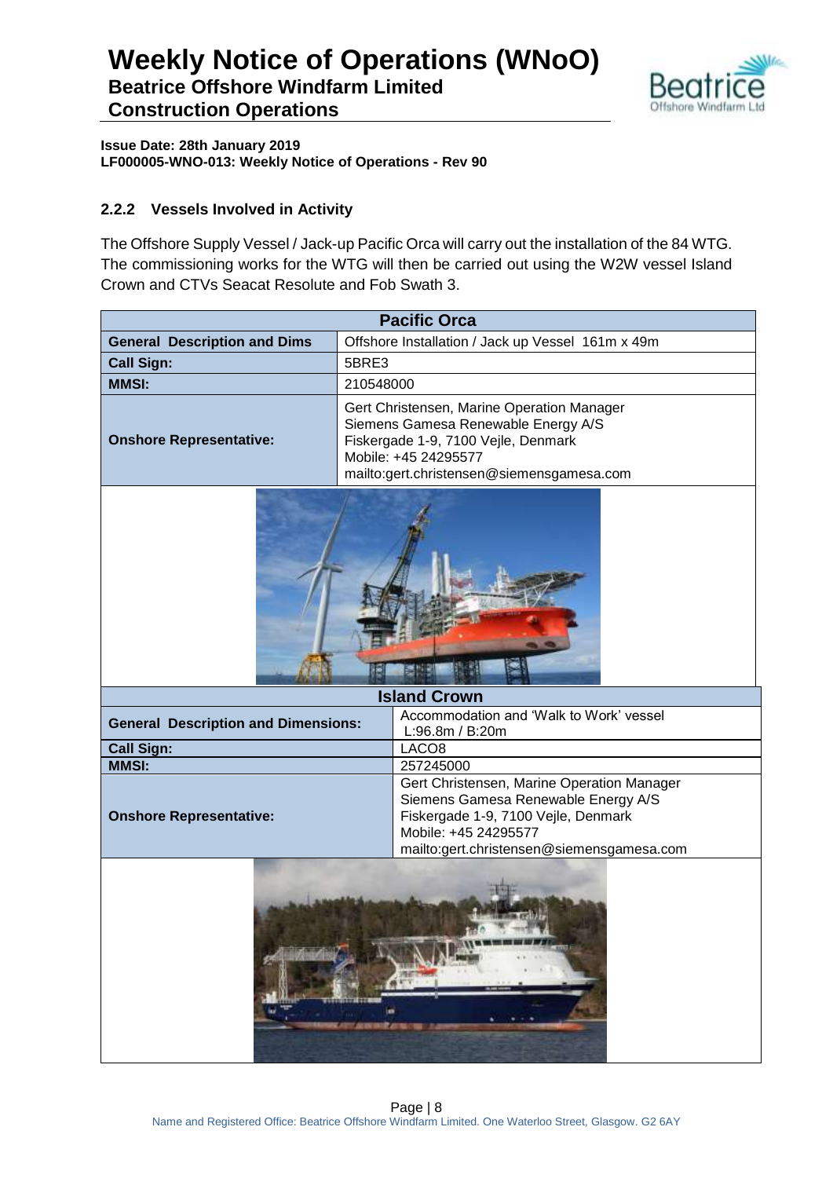**Issue Date: 28th January 2019**
**LF000005-WNO-013: Weekly Notice of Operations - Rev 90**

### 2.2.2 Vessels Involved in Activity

The Offshore Supply Vessel / Jack-up Pacific Orca will carry out the installation of the 84 WTG. The commissioning works for the WTG will then be carried out using the W2W vessel Island Crown and CTVs Seacat Resolute and Fob Swath 3.

| **Pacific Orca** | |
|---|---|
| **General Description and Dims** | Offshore Installation / Jack up Vessel 161m x 49m |
| **Call Sign:** | 5BRE3 |
| **MMSI:** | 210548000 |
| **Onshore Representative:** | Gert Christensen, Marine Operation Manager<br>Siemens Gamesa Renewable Energy A/S<br>Fiskergade 1-9, 7100 Vejle, Denmark<br>Mobile: +45 24295577<br>mailto:gert.christensen@siemensgamesa.com |

| **Island Crown** | |
|---|---|
| **General Description and Dimensions:** | Accommodation and 'Walk to Work' vessel<br>L:96.8m / B:20m |
| **Call Sign:** | LACO8 |
| **MMSI:** | 257245000 |
| **Onshore Representative:** | Gert Christensen, Marine Operation Manager<br>Siemens Gamesa Renewable Energy A/S<br>Fiskergade 1-9, 7100 Vejle, Denmark<br>Mobile: +45 24295577<br>mailto:gert.christensen@siemensgamesa.com |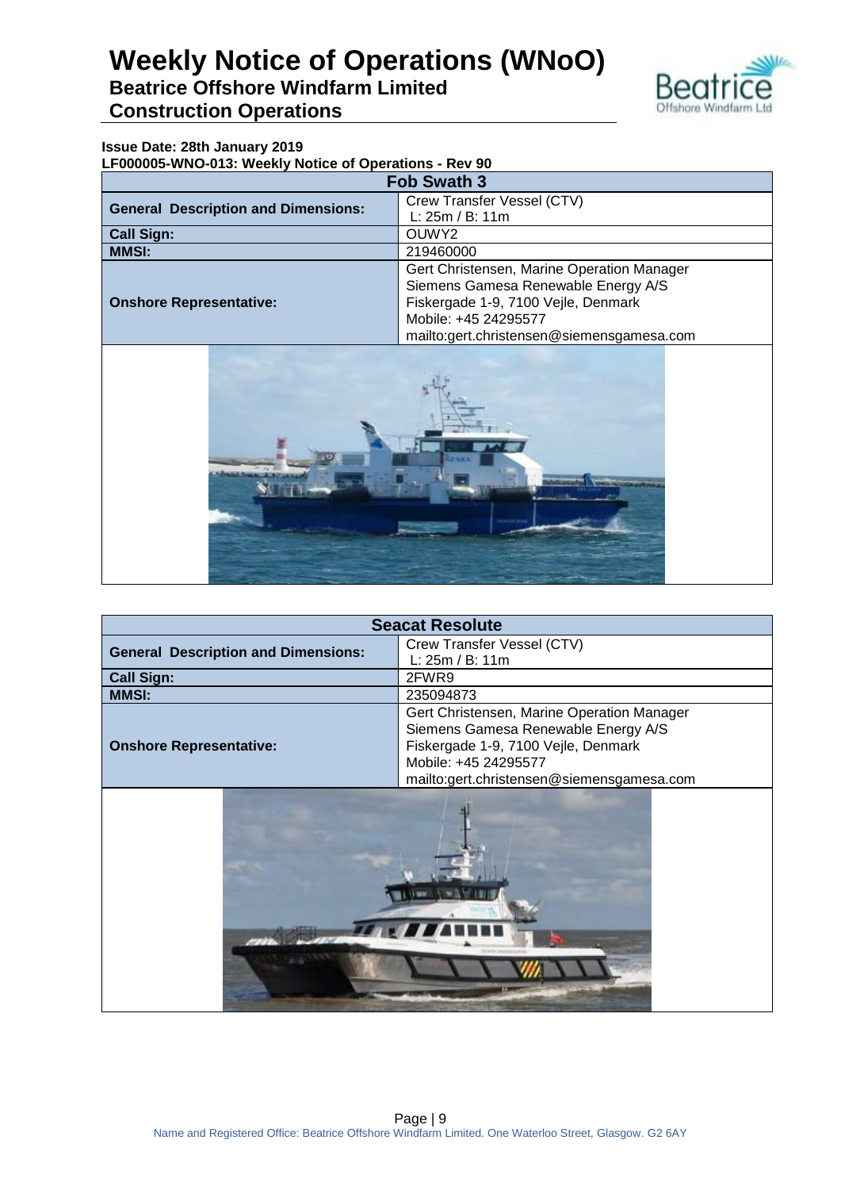**Issue Date: 28th January 2019**
**LF000005-WNO-013: Weekly Notice of Operations - Rev 90**

| Fob Swath 3 | |
|---|---|
| **General Description and Dimensions:** | Crew Transfer Vessel (CTV)<br>L: 25m / B: 11m |
| **Call Sign:** | OUWY2 |
| **MMSI:** | 219460000 |
| **Onshore Representative:** | Gert Christensen, Marine Operation Manager<br>Siemens Gamesa Renewable Energy A/S<br>Fiskergade 1-9, 7100 Vejle, Denmark<br>Mobile: +45 24295577<br>mailto:gert.christensen@siemensgamesa.com |

| Seacat Resolute | |
|---|---|
| **General Description and Dimensions:** | Crew Transfer Vessel (CTV)<br>L: 25m / B: 11m |
| **Call Sign:** | 2FWR9 |
| **MMSI:** | 235094873 |
| **Onshore Representative:** | Gert Christensen, Marine Operation Manager<br>Siemens Gamesa Renewable Energy A/S<br>Fiskergade 1-9, 7100 Vejle, Denmark<br>Mobile: +45 24295577<br>mailto:gert.christensen@siemensgamesa.com |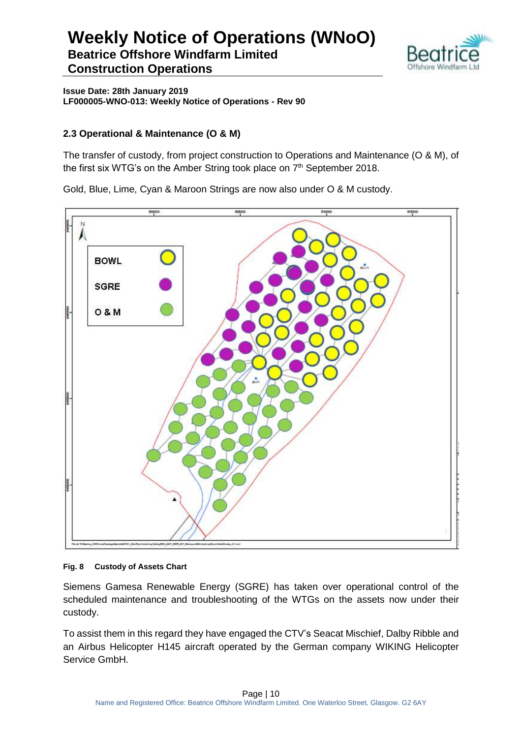## 2.3 Operational & Maintenance (O & M)

The transfer of custody, from project construction to Operations and Maintenance (O & M), of the first six WTG's on the Amber String took place on 7th September 2018.

Gold, Blue, Lime, Cyan & Maroon Strings are now also under O & M custody.

**Fig. 8 Custody of Assets Chart**

Siemens Gamesa Renewable Energy (SGRE) has taken over operational control of the scheduled maintenance and troubleshooting of the WTGs on the assets now under their custody.

To assist them in this regard they have engaged the CTV's Seacat Mischief, Dalby Ribble and an Airbus Helicopter H145 aircraft operated by the German company WIKING Helicopter Service GmbH.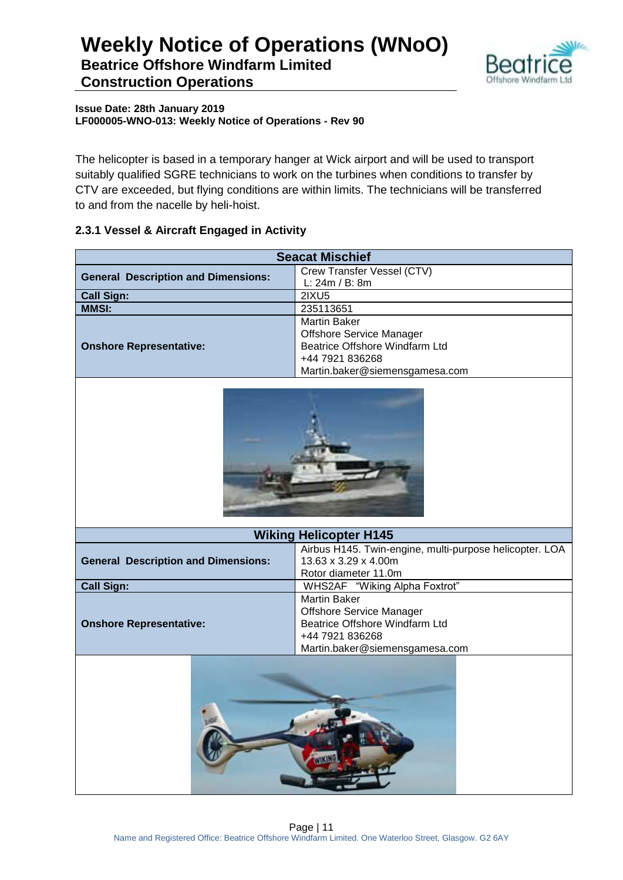The helicopter is based in a temporary hanger at Wick airport and will be used to transport suitably qualified SGRE technicians to work on the turbines when conditions to transfer by CTV are exceeded, but flying conditions are within limits. The technicians will be transferred to and from the nacelle by heli-hoist.

### 2.3.1 Vessel & Aircraft Engaged in Activity

| Seacat Mischief | |
|---|---|
| **General Description and Dimensions:** | Crew Transfer Vessel (CTV)<br>L: 24m / B: 8m |
| **Call Sign:** | 2IXU5 |
| **MMSI:** | 235113651 |
| **Onshore Representative:** | Martin Baker<br>Offshore Service Manager<br>Beatrice Offshore Windfarm Ltd<br>+44 7921 836268<br>Martin.baker@siemensgamesa.com |

| Wiking Helicopter H145 | |
|---|---|
| **General Description and Dimensions:** | Airbus H145. Twin-engine, multi-purpose helicopter. LOA 13.63 x 3.29 x 4.00m<br>Rotor diameter 11.0m |
| **Call Sign:** | WHS2AF "Wiking Alpha Foxtrot" |
| **Onshore Representative:** | Martin Baker<br>Offshore Service Manager<br>Beatrice Offshore Windfarm Ltd<br>+44 7921 836268<br>Martin.baker@siemensgamesa.com |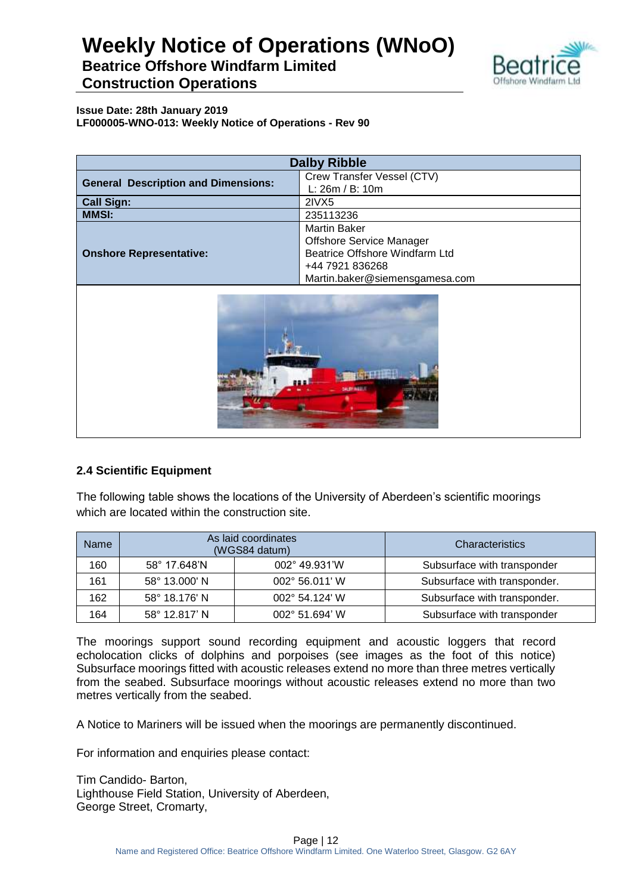| Dalby Ribble | |
|---|---|
| **General Description and Dimensions:** | Crew Transfer Vessel (CTV)<br>L: 26m / B: 10m |
| **Call Sign:** | 2IVX5 |
| **MMSI:** | 235113236 |
| **Onshore Representative:** | Martin Baker<br>Offshore Service Manager<br>Beatrice Offshore Windfarm Ltd<br>+44 7921 836268<br>Martin.baker@siemensgamesa.com |

### 2.4 Scientific Equipment

The following table shows the locations of the University of Aberdeen's scientific moorings which are located within the construction site.

| Name | As laid coordinates (WGS84 datum) | | Characteristics |
|---|---|---|---|
| 160 | 58° 17.648'N | 002° 49.931'W | Subsurface with transponder |
| 161 | 58° 13.000' N | 002° 56.011' W | Subsurface with transponder. |
| 162 | 58° 18.176' N | 002° 54.124' W | Subsurface with transponder. |
| 164 | 58° 12.817' N | 002° 51.694' W | Subsurface with transponder |

The moorings support sound recording equipment and acoustic loggers that record echolocation clicks of dolphins and porpoises (see images as the foot of this notice) Subsurface moorings fitted with acoustic releases extend no more than three metres vertically from the seabed. Subsurface moorings without acoustic releases extend no more than two metres vertically from the seabed.

A Notice to Mariners will be issued when the moorings are permanently discontinued.

For information and enquiries please contact:

Tim Candido- Barton,
Lighthouse Field Station, University of Aberdeen,
George Street, Cromarty,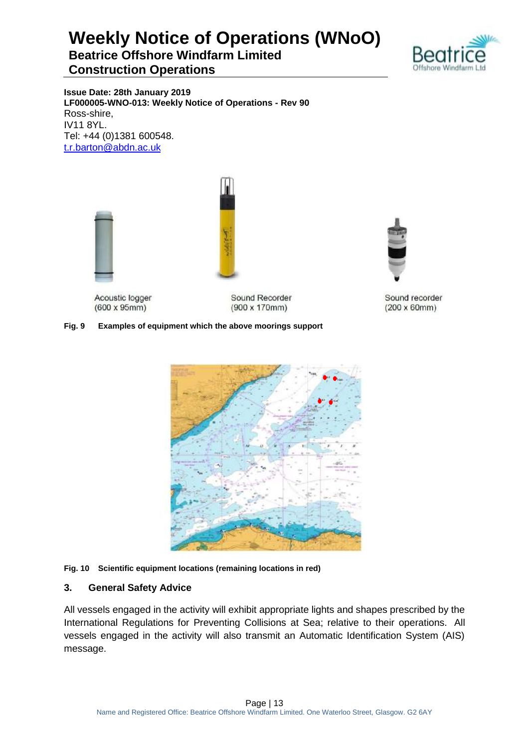Issue Date: 28th January 2019

**LF000005-WNO-013: Weekly Notice of Operations - Rev 90**

Ross-shire,
IV11 8YL.
Tel: +44 (0)1381 600548.
t.r.barton@abdn.ac.uk

Acoustic logger
(600 x 95mm)

Sound Recorder
(900 x 170mm)

Sound recorder
(200 x 60mm)

**Fig. 9 Examples of equipment which the above moorings support**

**Fig. 10 Scientific equipment locations (remaining locations in red)**

## 3. General Safety Advice

All vessels engaged in the activity will exhibit appropriate lights and shapes prescribed by the International Regulations for Preventing Collisions at Sea; relative to their operations. All vessels engaged in the activity will also transmit an Automatic Identification System (AIS) message.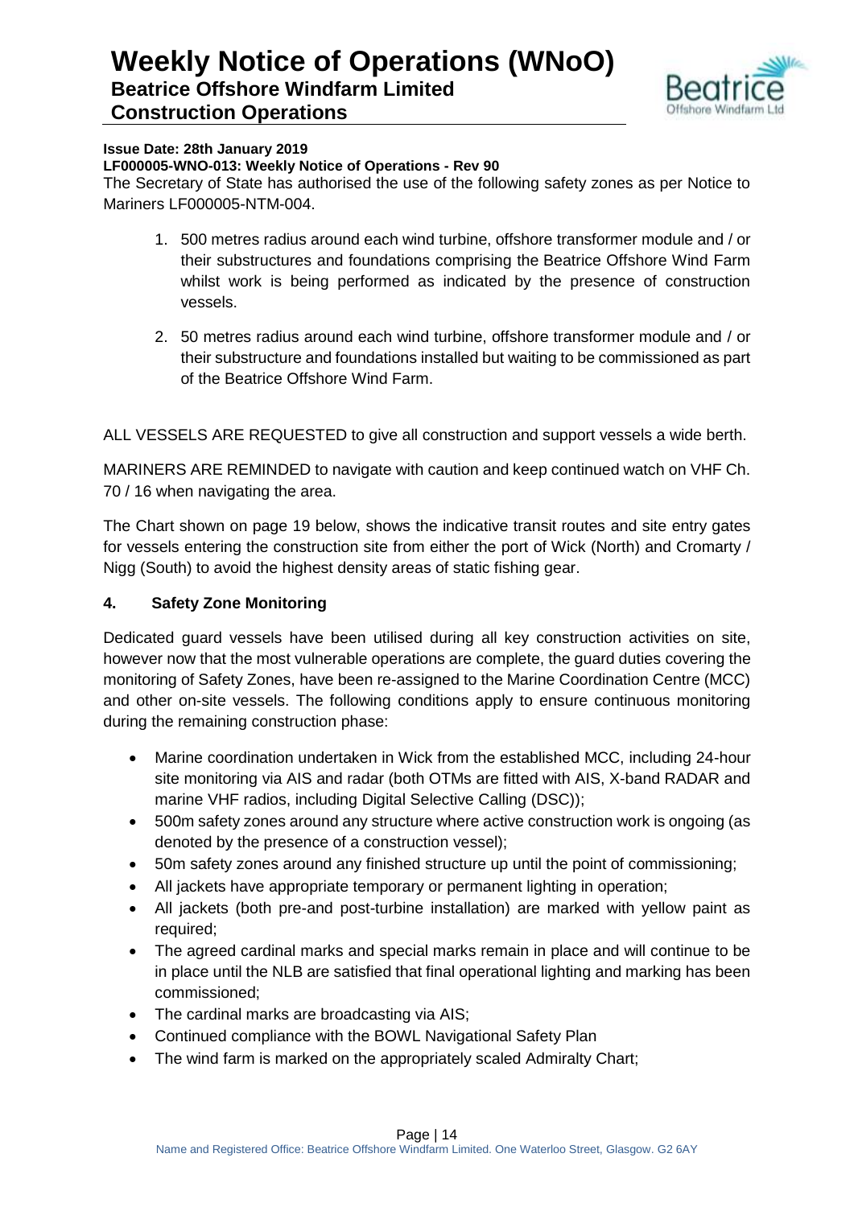**Issue Date: 28th January 2019**

**LF000005-WNO-013: Weekly Notice of Operations - Rev 90**

The Secretary of State has authorised the use of the following safety zones as per Notice to Mariners LF000005-NTM-004.

1. 500 metres radius around each wind turbine, offshore transformer module and / or their substructures and foundations comprising the Beatrice Offshore Wind Farm whilst work is being performed as indicated by the presence of construction vessels.

2. 50 metres radius around each wind turbine, offshore transformer module and / or their substructure and foundations installed but waiting to be commissioned as part of the Beatrice Offshore Wind Farm.

ALL VESSELS ARE REQUESTED to give all construction and support vessels a wide berth.

MARINERS ARE REMINDED to navigate with caution and keep continued watch on VHF Ch. 70 / 16 when navigating the area.

The Chart shown on page 19 below, shows the indicative transit routes and site entry gates for vessels entering the construction site from either the port of Wick (North) and Cromarty / Nigg (South) to avoid the highest density areas of static fishing gear.

## 4. Safety Zone Monitoring

Dedicated guard vessels have been utilised during all key construction activities on site, however now that the most vulnerable operations are complete, the guard duties covering the monitoring of Safety Zones, have been re-assigned to the Marine Coordination Centre (MCC) and other on-site vessels. The following conditions apply to ensure continuous monitoring during the remaining construction phase:

- Marine coordination undertaken in Wick from the established MCC, including 24-hour site monitoring via AIS and radar (both OTMs are fitted with AIS, X-band RADAR and marine VHF radios, including Digital Selective Calling (DSC));
- 500m safety zones around any structure where active construction work is ongoing (as denoted by the presence of a construction vessel);
- 50m safety zones around any finished structure up until the point of commissioning;
- All jackets have appropriate temporary or permanent lighting in operation;
- All jackets (both pre-and post-turbine installation) are marked with yellow paint as required;
- The agreed cardinal marks and special marks remain in place and will continue to be in place until the NLB are satisfied that final operational lighting and marking has been commissioned;
- The cardinal marks are broadcasting via AIS;
- Continued compliance with the BOWL Navigational Safety Plan
- The wind farm is marked on the appropriately scaled Admiralty Chart;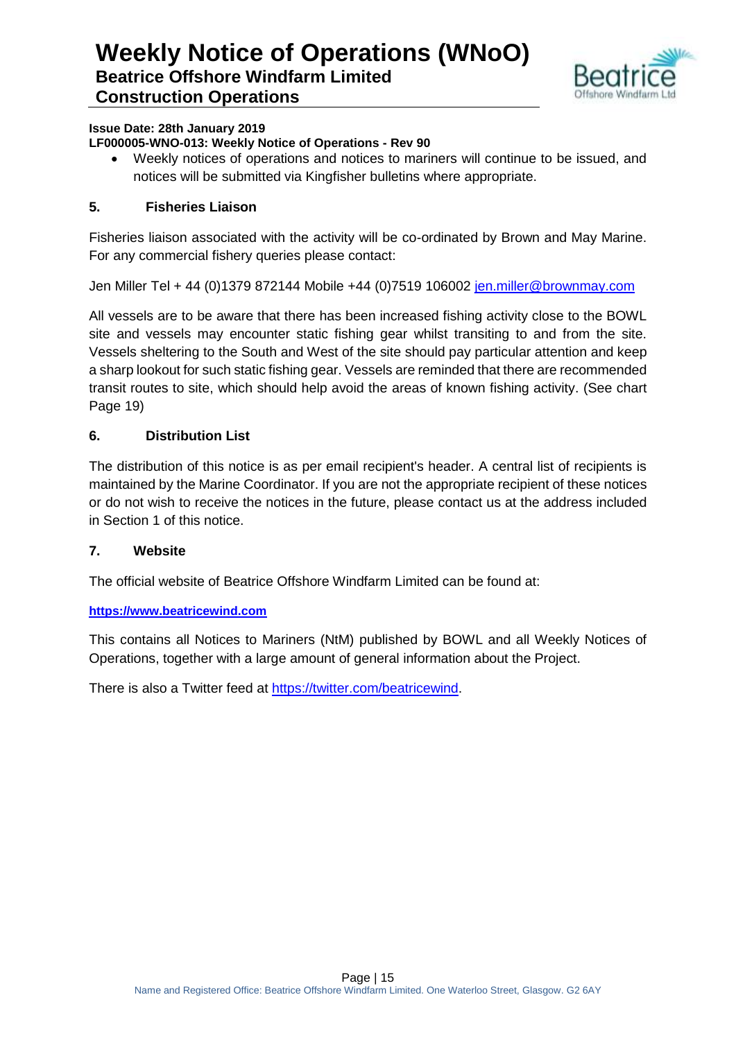- Weekly notices of operations and notices to mariners will continue to be issued, and notices will be submitted via Kingfisher bulletins where appropriate.

## 5. Fisheries Liaison

Fisheries liaison associated with the activity will be co-ordinated by Brown and May Marine. For any commercial fishery queries please contact:

Jen Miller Tel + 44 (0)1379 872144 Mobile +44 (0)7519 106002 jen.miller@brownmay.com

All vessels are to be aware that there has been increased fishing activity close to the BOWL site and vessels may encounter static fishing gear whilst transiting to and from the site. Vessels sheltering to the South and West of the site should pay particular attention and keep a sharp lookout for such static fishing gear. Vessels are reminded that there are recommended transit routes to site, which should help avoid the areas of known fishing activity. (See chart Page 19)

## 6. Distribution List

The distribution of this notice is as per email recipient's header. A central list of recipients is maintained by the Marine Coordinator. If you are not the appropriate recipient of these notices or do not wish to receive the notices in the future, please contact us at the address included in Section 1 of this notice.

## 7. Website

The official website of Beatrice Offshore Windfarm Limited can be found at:

**https://www.beatricewind.com**

This contains all Notices to Mariners (NtM) published by BOWL and all Weekly Notices of Operations, together with a large amount of general information about the Project.

There is also a Twitter feed at https://twitter.com/beatricewind.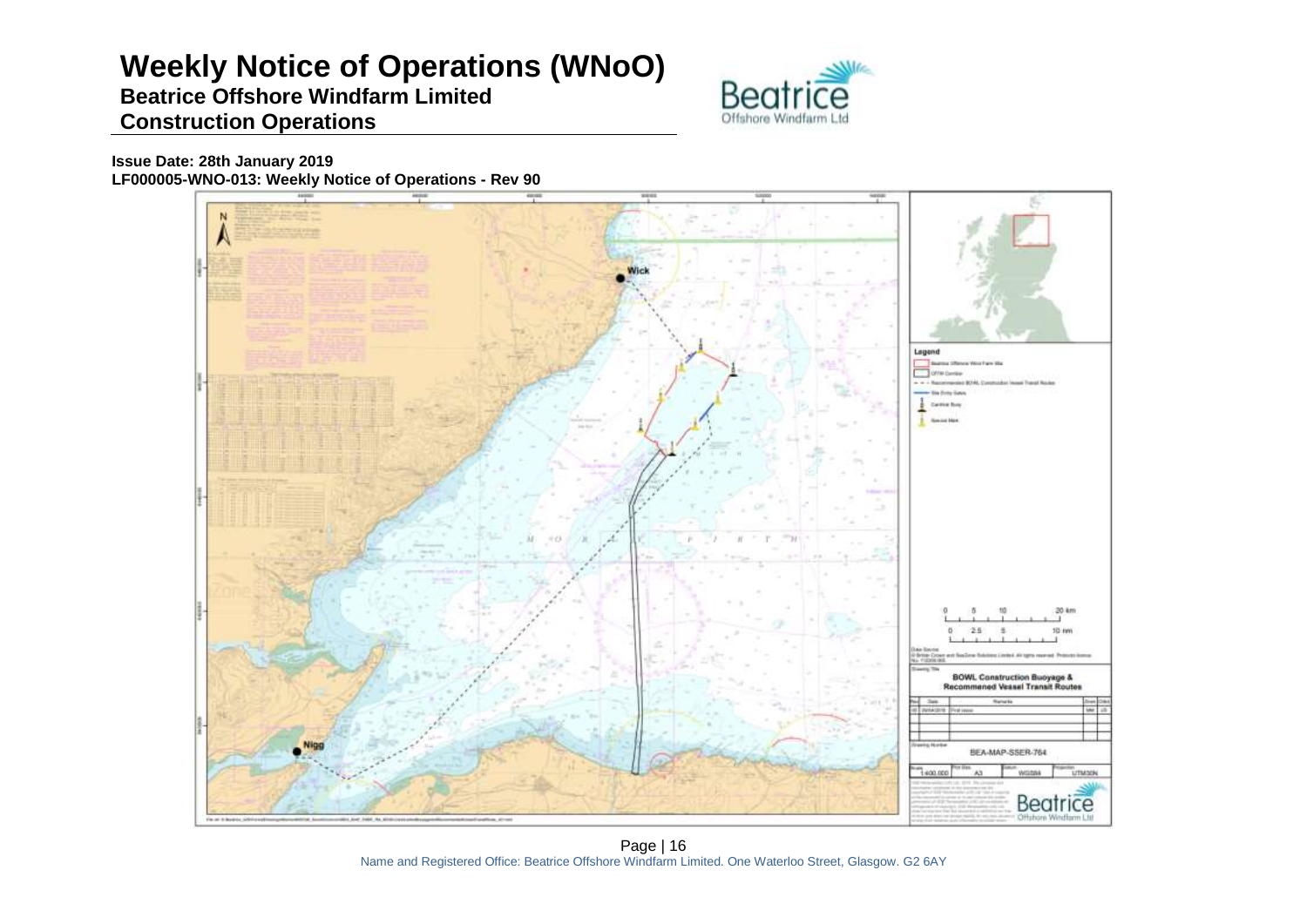# Weekly Notice of Operations (WNoO)

**Beatrice Offshore Windfarm Limited**

**Construction Operations**

**Issue Date: 28th January 2019**

**LF000005-WNO-013: Weekly Notice of Operations - Rev 90**

Name and Registered Office: Beatrice Offshore Windfarm Limited. One Waterloo Street, Glasgow. G2 6AY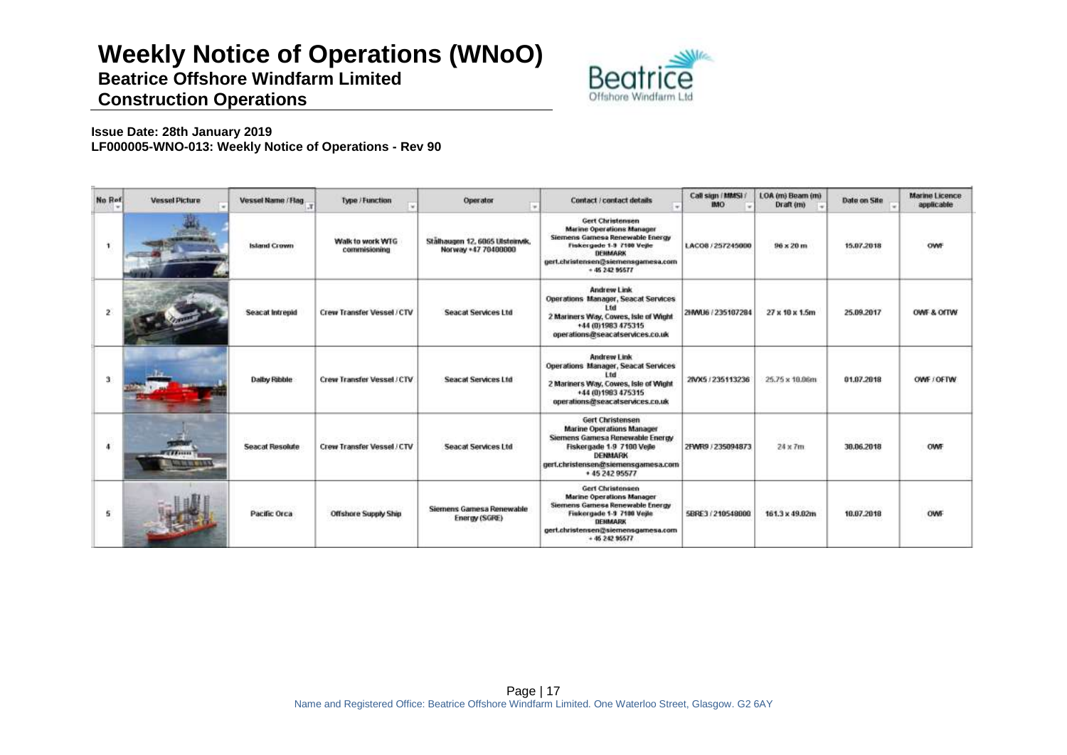# Weekly Notice of Operations (WNoO)

**Beatrice Offshore Windfarm Limited**

**Construction Operations**

**Issue Date: 28th January 2019**
**LF000005-WNO-013: Weekly Notice of Operations - Rev 90**

| No Ref | Vessel Picture | Vessel Name / Flag | Type / Function | Operator | Contact / contact details | Call sign / MMSI / IMO | LOA (m) Beam (m) Draft (m) | Date on Site | Marine Licence applicable |
|---|---|---|---|---|---|---|---|---|---|
| 1 | | Island Crown | Walk to work WTG commisioning | Stålhaugen 12, 6065 Ulsteinvik, Norway +47 70400000 | Gert Christensen Marine Operations Manager Siemens Gamesa Renewable Energy Fiskergade 1-9 7100 Vejle DENMARK gert.christensen@siemensgamesa.com + 45 242 95577 | LACO8 / 257245000 | 96 x 20 m | 15.07.2018 | OWF |
| 2 | | Seacat Intrepid | Crew Transfer Vessel / CTV | Seacat Services Ltd | Andrew Link Operations Manager, Seacat Services Ltd 2 Mariners Way, Cowes, Isle of Wight +44 (0)1983 475315 operations@seacatservices.co.uk | 2HWU6 / 235107284 | 27 x 10 x 1.5m | 25.09.2017 | OWF & OfTW |
| 3 | | Dalby Ribble | Crew Transfer Vessel / CTV | Seacat Services Ltd | Andrew Link Operations Manager, Seacat Services Ltd 2 Mariners Way, Cowes, Isle of Wight +44 (0)1983 475315 operations@seacatservices.co.uk | 2IVX5 / 235113236 | 25.75 x 10.06m | 01.07.2018 | OWF / OFTW |
| 4 | | Seacat Resolute | Crew Transfer Vessel / CTV | Seacat Services Ltd | Gert Christensen Marine Operations Manager Siemens Gamesa Renewable Energy Fiskergade 1-9 7100 Vejle DENMARK gert.christensen@siemensgamesa.com + 45 242 95577 | 2FWR9 / 235094873 | 24 x 7m | 30.06.2018 | OWF |
| 5 | | Pacific Orca | Offshore Supply Ship | Siemens Gamesa Renewable Energy (SGRE) | Gert Christensen Marine Operations Manager Siemens Gamesa Renewable Energy Fiskergade 1-9 7100 Vejle DENMARK gert.christensen@siemensgamesa.com + 45 242 95577 | 5BRE3 / 210548000 | 161.3 x 49.02m | 10.07.2018 | OWF |

Name and Registered Office: Beatrice Offshore Windfarm Limited. One Waterloo Street, Glasgow. G2 6AY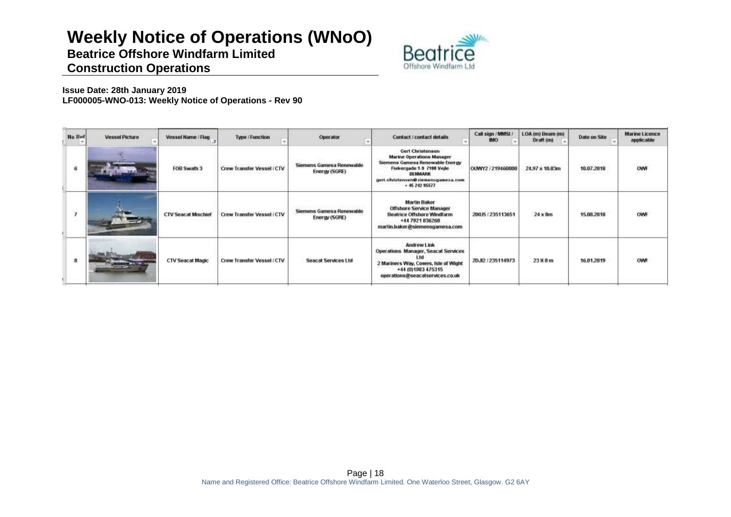# Weekly Notice of Operations (WNoO)

**Beatrice Offshore Windfarm Limited**

**Construction Operations**

**Issue Date: 28th January 2019**
**LF000005-WNO-013: Weekly Notice of Operations - Rev 90**

| No Ref | Vessel Picture | Vessel Name / Flag | Type / Function | Operator | Contact / contact details | Call sign / MMSI / IMO | LOA (m) Beam (m) Draft (m) | Date on Site | Marine Licence applicable |
|---|---|---|---|---|---|---|---|---|---|
| 6 | | FOB Swath 3 | Crew Transfer Vessel / CTV | Siemens Gamesa Renewable Energy (SGRE) | Gert Christensen Marine Operations Manager Siemens Gamesa Renewable Energy Fiskergade 1-9 7100 Vejle DENMARK gert.christensen@siemensgamesa.com + 45 242 95577 | OUWY2 / 219460000 | 24.97 x 10.83m | 10.07.2018 | OWF |
| 7 | | CTV Seacat Mischief | Crew Transfer Vessel / CTV | Siemens Gamesa Renewable Energy (SGRE) | Martin Baker Offshore Service Manager Beatrice Offshore Windfarm +44 7921 836268 martin.baker@siemensgamesa.com | 2IXU5 / 235113651 | 24 x 8m | 15.08.2018 | OWF |
| 8 | | CTV Seacat Magic | Crew Transfer Vessel / CTV | Seacat Services Ltd | Andrew Link Operations Manager, Seacat Services Ltd 2 Mariners Way, Cowes, Isle of Wight +44 (0)1983 475315 operations@seacatservices.co.uk | 2DJI2 / 235114973 | 23 X 8 m | 16.01.2019 | OWF |

Name and Registered Office: Beatrice Offshore Windfarm Limited. One Waterloo Street, Glasgow. G2 6AY